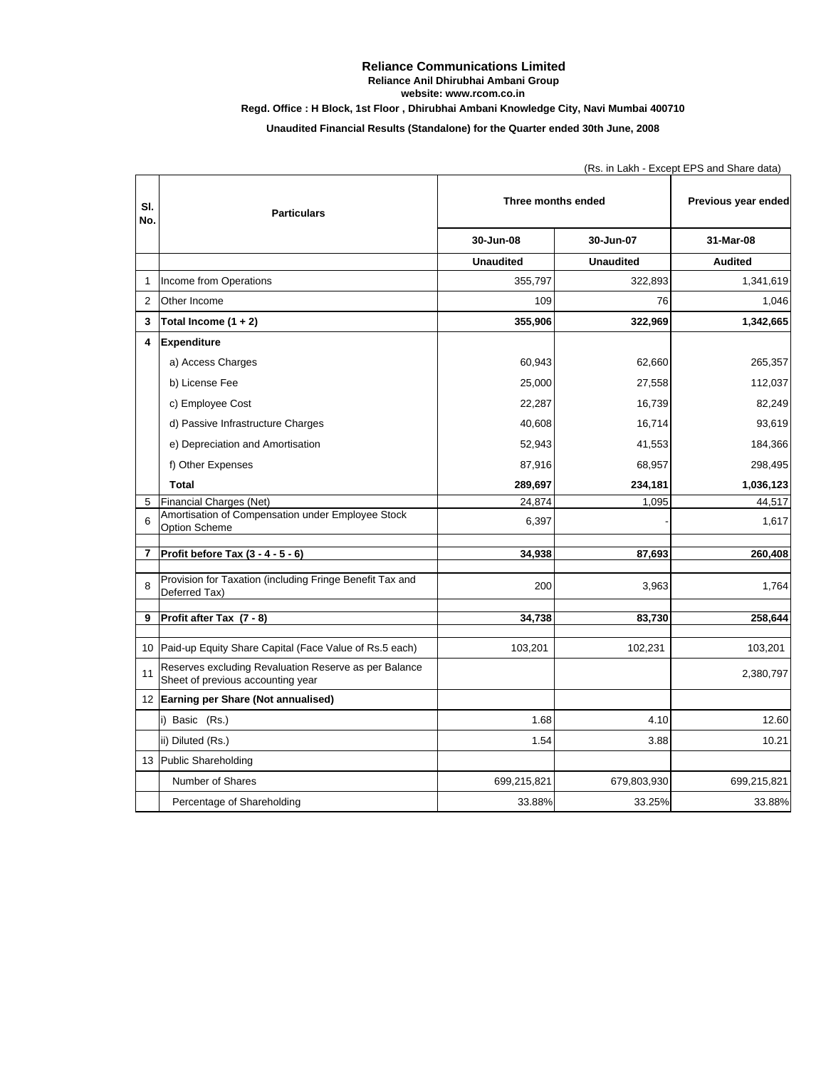# Reliance Communications Limited

**Reliance Anil Dhirubhai Ambani Group**

**website: www.rcom.co.in**

**Regd. Office : H Block, 1st Floor , Dhirubhai Ambani Knowledge City, Navi Mumbai 400710**

**Unaudited Financial Results (Standalone) for the Quarter ended 30th June, 2008**

(Rs. in Lakh - Except EPS and Share data)

| Sl. No. | Particulars | Three months ended | | Previous year ended |
|---|---|---|---|---|
| | | 30-Jun-08 | 30-Jun-07 | 31-Mar-08 |
| | | Unaudited | Unaudited | Audited |
| 1 | Income from Operations | 355,797 | 322,893 | 1,341,619 |
| 2 | Other Income | 109 | 76 | 1,046 |
| **3** | **Total Income (1 + 2)** | **355,906** | **322,969** | **1,342,665** |
| **4** | **Expenditure** | | | |
| | a) Access Charges | 60,943 | 62,660 | 265,357 |
| | b) License Fee | 25,000 | 27,558 | 112,037 |
| | c) Employee Cost | 22,287 | 16,739 | 82,249 |
| | d) Passive Infrastructure Charges | 40,608 | 16,714 | 93,619 |
| | e) Depreciation and Amortisation | 52,943 | 41,553 | 184,366 |
| | f) Other Expenses | 87,916 | 68,957 | 298,495 |
| | **Total** | **289,697** | **234,181** | **1,036,123** |
| 5 | Financial Charges (Net) | 24,874 | 1,095 | 44,517 |
| 6 | Amortisation of Compensation under Employee Stock Option Scheme | 6,397 | - | 1,617 |
| **7** | **Profit before Tax (3 - 4 - 5 - 6)** | **34,938** | **87,693** | **260,408** |
| 8 | Provision for Taxation (including Fringe Benefit Tax and Deferred Tax) | 200 | 3,963 | 1,764 |
| **9** | **Profit after Tax (7 - 8)** | **34,738** | **83,730** | **258,644** |
| 10 | Paid-up Equity Share Capital (Face Value of Rs.5 each) | 103,201 | 102,231 | 103,201 |
| 11 | Reserves excluding Revaluation Reserve as per Balance Sheet of previous accounting year | | | 2,380,797 |
| 12 | **Earning per Share (Not annualised)** | | | |
| | i) Basic (Rs.) | 1.68 | 4.10 | 12.60 |
| | ii) Diluted (Rs.) | 1.54 | 3.88 | 10.21 |
| 13 | Public Shareholding | | | |
| | Number of Shares | 699,215,821 | 679,803,930 | 699,215,821 |
| | Percentage of Shareholding | 33.88% | 33.25% | 33.88% |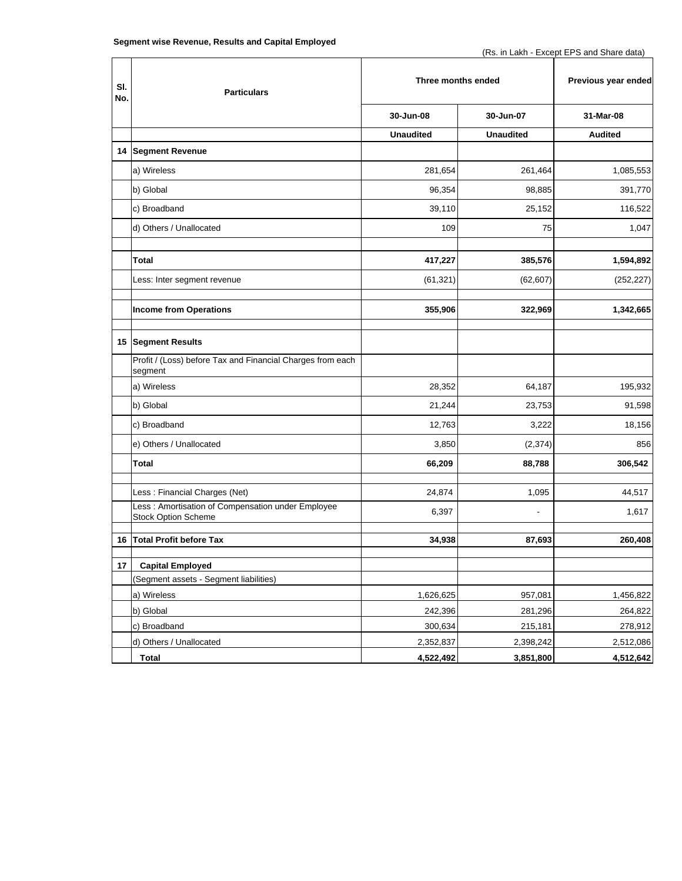**Segment wise Revenue, Results and Capital Employed**

(Rs. in Lakh - Except EPS and Share data)

| Sl. No. | Particulars | Three months ended | | Previous year ended |
|---|---|---|---|---|
| | | 30-Jun-08 | 30-Jun-07 | 31-Mar-08 |
| | | Unaudited | Unaudited | Audited |
| 14 | **Segment Revenue** | | | |
| | a) Wireless | 281,654 | 261,464 | 1,085,553 |
| | b) Global | 96,354 | 98,885 | 391,770 |
| | c) Broadband | 39,110 | 25,152 | 116,522 |
| | d) Others / Unallocated | 109 | 75 | 1,047 |
| | | | | |
| | **Total** | **417,227** | **385,576** | **1,594,892** |
| | Less: Inter segment revenue | (61,321) | (62,607) | (252,227) |
| | | | | |
| | **Income from Operations** | **355,906** | **322,969** | **1,342,665** |
| | | | | |
| 15 | **Segment Results** | | | |
| | Profit / (Loss) before Tax and Financial Charges from each segment | | | |
| | a) Wireless | 28,352 | 64,187 | 195,932 |
| | b) Global | 21,244 | 23,753 | 91,598 |
| | c) Broadband | 12,763 | 3,222 | 18,156 |
| | e) Others / Unallocated | 3,850 | (2,374) | 856 |
| | **Total** | **66,209** | **88,788** | **306,542** |
| | | | | |
| | Less : Financial Charges (Net) | 24,874 | 1,095 | 44,517 |
| | Less : Amortisation of Compensation under Employee Stock Option Scheme | 6,397 | - | 1,617 |
| | | | | |
| 16 | **Total Profit before Tax** | **34,938** | **87,693** | **260,408** |
| | | | | |
| 17 | **Capital Employed** | | | |
| | (Segment assets - Segment liabilities) | | | |
| | a) Wireless | 1,626,625 | 957,081 | 1,456,822 |
| | b) Global | 242,396 | 281,296 | 264,822 |
| | c) Broadband | 300,634 | 215,181 | 278,912 |
| | d) Others / Unallocated | 2,352,837 | 2,398,242 | 2,512,086 |
| | **Total** | **4,522,492** | **3,851,800** | **4,512,642** |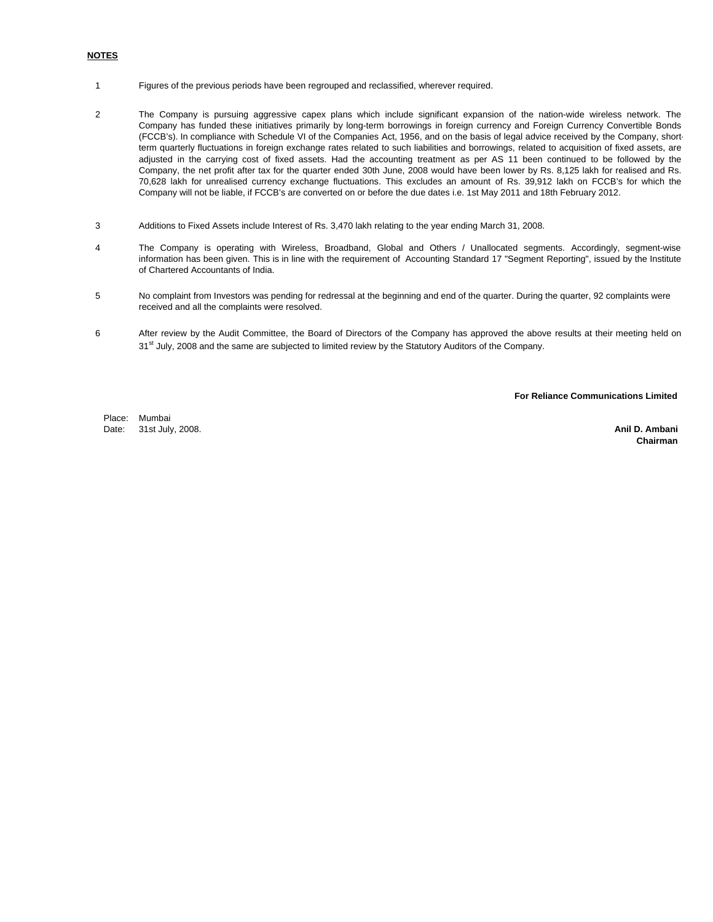**NOTES**

1. Figures of the previous periods have been regrouped and reclassified, wherever required.

2. The Company is pursuing aggressive capex plans which include significant expansion of the nation-wide wireless network. The Company has funded these initiatives primarily by long-term borrowings in foreign currency and Foreign Currency Convertible Bonds (FCCB's). In compliance with Schedule VI of the Companies Act, 1956, and on the basis of legal advice received by the Company, short-term quarterly fluctuations in foreign exchange rates related to such liabilities and borrowings, related to acquisition of fixed assets, are adjusted in the carrying cost of fixed assets. Had the accounting treatment as per AS 11 been continued to be followed by the Company, the net profit after tax for the quarter ended 30th June, 2008 would have been lower by Rs. 8,125 lakh for realised and Rs. 70,628 lakh for unrealised currency exchange fluctuations. This excludes an amount of Rs. 39,912 lakh on FCCB's for which the Company will not be liable, if FCCB's are converted on or before the due dates i.e. 1st May 2011 and 18th February 2012.

3. Additions to Fixed Assets include Interest of Rs. 3,470 lakh relating to the year ending March 31, 2008.

4. The Company is operating with Wireless, Broadband, Global and Others / Unallocated segments. Accordingly, segment-wise information has been given. This is in line with the requirement of Accounting Standard 17 "Segment Reporting", issued by the Institute of Chartered Accountants of India.

5. No complaint from Investors was pending for redressal at the beginning and end of the quarter. During the quarter, 92 complaints were received and all the complaints were resolved.

6. After review by the Audit Committee, the Board of Directors of the Company has approved the above results at their meeting held on 31st July, 2008 and the same are subjected to limited review by the Statutory Auditors of the Company.

**For Reliance Communications Limited**

Place: Mumbai
Date: 31st July, 2008.

**Anil D. Ambani**
**Chairman**